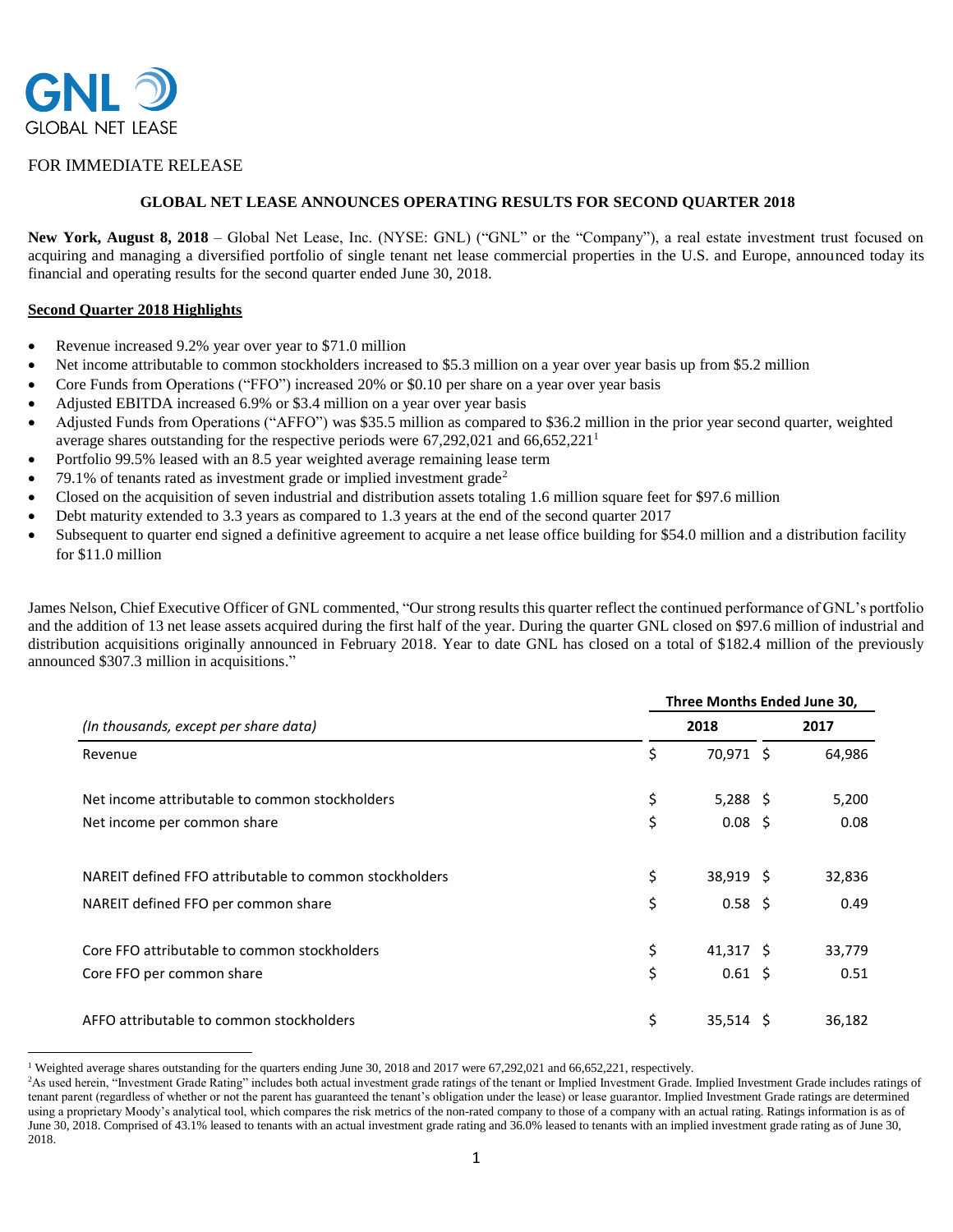GNL GLOBAL NET LEASE

FOR IMMEDIATE RELEASE

## GLOBAL NET LEASE ANNOUNCES OPERATING RESULTS FOR SECOND QUARTER 2018

**New York, August 8, 2018** – Global Net Lease, Inc. (NYSE: GNL) ("GNL" or the "Company"), a real estate investment trust focused on acquiring and managing a diversified portfolio of single tenant net lease commercial properties in the U.S. and Europe, announced today its financial and operating results for the second quarter ended June 30, 2018.

**Second Quarter 2018 Highlights**

- Revenue increased 9.2% year over year to $71.0 million
- Net income attributable to common stockholders increased to $5.3 million on a year over year basis up from $5.2 million
- Core Funds from Operations ("FFO") increased 20% or $0.10 per share on a year over year basis
- Adjusted EBITDA increased 6.9% or $3.4 million on a year over year basis
- Adjusted Funds from Operations ("AFFO") was $35.5 million as compared to $36.2 million in the prior year second quarter, weighted average shares outstanding for the respective periods were 67,292,021 and 66,652,221[1]
- Portfolio 99.5% leased with an 8.5 year weighted average remaining lease term
- 79.1% of tenants rated as investment grade or implied investment grade[2]
- Closed on the acquisition of seven industrial and distribution assets totaling 1.6 million square feet for $97.6 million
- Debt maturity extended to 3.3 years as compared to 1.3 years at the end of the second quarter 2017
- Subsequent to quarter end signed a definitive agreement to acquire a net lease office building for $54.0 million and a distribution facility for $11.0 million

James Nelson, Chief Executive Officer of GNL commented, "Our strong results this quarter reflect the continued performance of GNL's portfolio and the addition of 13 net lease assets acquired during the first half of the year. During the quarter GNL closed on $97.6 million of industrial and distribution acquisitions originally announced in February 2018. Year to date GNL has closed on a total of $182.4 million of the previously announced $307.3 million in acquisitions."

| | Three Months Ended June 30, | |
|---|---|---|
| *(In thousands, except per share data)* | **2018** | **2017** |
| Revenue | $ 70,971 | $ 64,986 |
| Net income attributable to common stockholders | $ 5,288 | $ 5,200 |
| Net income per common share | $ 0.08 | $ 0.08 |
| NAREIT defined FFO attributable to common stockholders | $ 38,919 | $ 32,836 |
| NAREIT defined FFO per common share | $ 0.58 | $ 0.49 |
| Core FFO attributable to common stockholders | $ 41,317 | $ 33,779 |
| Core FFO per common share | $ 0.61 | $ 0.51 |
| AFFO attributable to common stockholders | $ 35,514 | $ 36,182 |

[1] Weighted average shares outstanding for the quarters ending June 30, 2018 and 2017 were 67,292,021 and 66,652,221, respectively.

[2] As used herein, "Investment Grade Rating" includes both actual investment grade ratings of the tenant or Implied Investment Grade. Implied Investment Grade includes ratings of tenant parent (regardless of whether or not the parent has guaranteed the tenant's obligation under the lease) or lease guarantor. Implied Investment Grade ratings are determined using a proprietary Moody's analytical tool, which compares the risk metrics of the non-rated company to those of a company with an actual rating. Ratings information is as of June 30, 2018. Comprised of 43.1% leased to tenants with an actual investment grade rating and 36.0% leased to tenants with an implied investment grade rating as of June 30, 2018.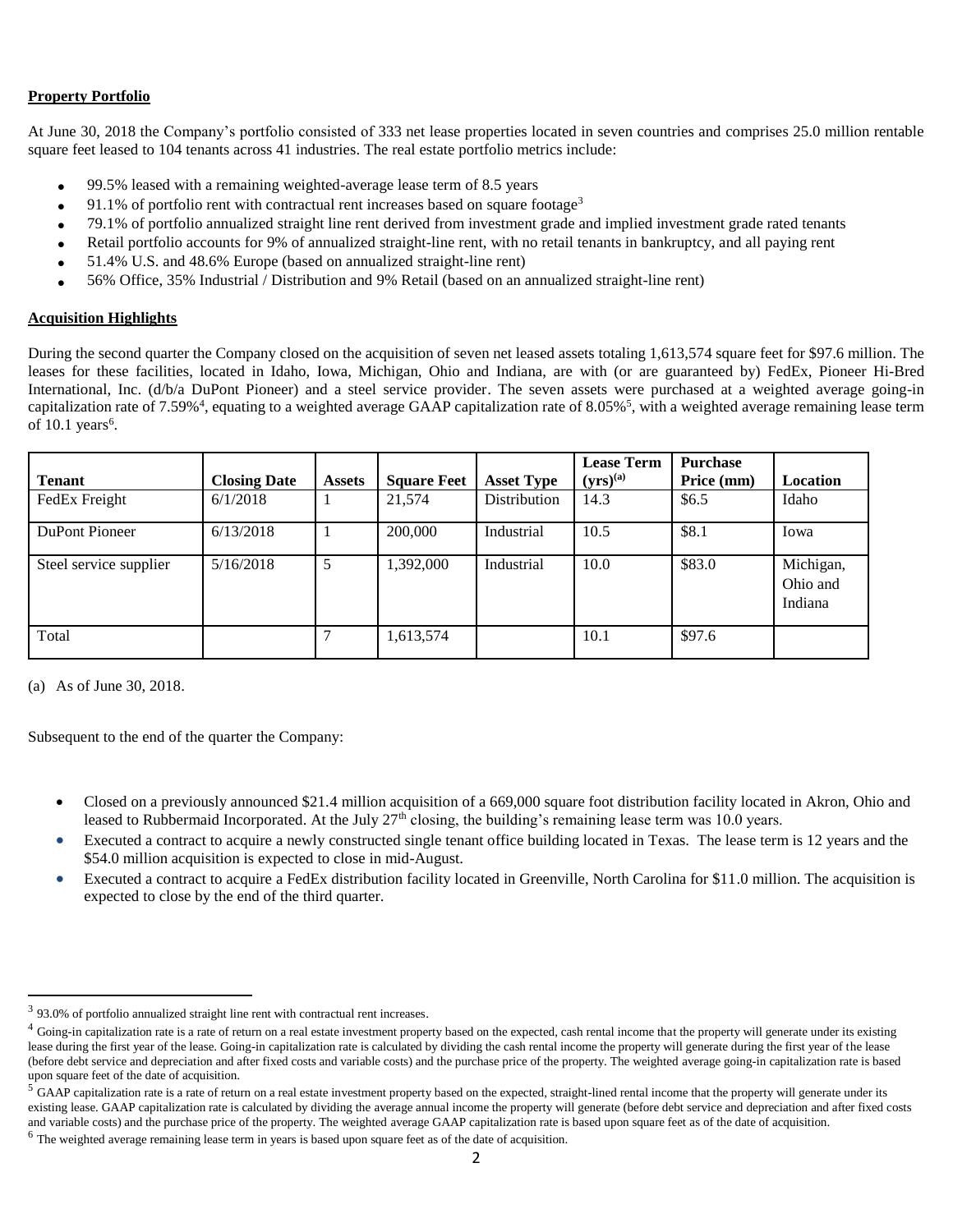## Property Portfolio

At June 30, 2018 the Company's portfolio consisted of 333 net lease properties located in seven countries and comprises 25.0 million rentable square feet leased to 104 tenants across 41 industries. The real estate portfolio metrics include:

- 99.5% leased with a remaining weighted-average lease term of 8.5 years
- 91.1% of portfolio rent with contractual rent increases based on square footage[3]
- 79.1% of portfolio annualized straight line rent derived from investment grade and implied investment grade rated tenants
- Retail portfolio accounts for 9% of annualized straight-line rent, with no retail tenants in bankruptcy, and all paying rent
- 51.4% U.S. and 48.6% Europe (based on annualized straight-line rent)
- 56% Office, 35% Industrial / Distribution and 9% Retail (based on an annualized straight-line rent)

## Acquisition Highlights

During the second quarter the Company closed on the acquisition of seven net leased assets totaling 1,613,574 square feet for $97.6 million. The leases for these facilities, located in Idaho, Iowa, Michigan, Ohio and Indiana, are with (or are guaranteed by) FedEx, Pioneer Hi-Bred International, Inc. (d/b/a DuPont Pioneer) and a steel service provider. The seven assets were purchased at a weighted average going-in capitalization rate of 7.59%[4], equating to a weighted average GAAP capitalization rate of 8.05%[5], with a weighted average remaining lease term of 10.1 years[6].

| Tenant | Closing Date | Assets | Square Feet | Asset Type | Lease Term (yrs)[(a)] | Purchase Price (mm) | Location |
|---|---|---|---|---|---|---|---|
| FedEx Freight | 6/1/2018 | 1 | 21,574 | Distribution | 14.3 | $6.5 | Idaho |
| DuPont Pioneer | 6/13/2018 | 1 | 200,000 | Industrial | 10.5 | $8.1 | Iowa |
| Steel service supplier | 5/16/2018 | 5 | 1,392,000 | Industrial | 10.0 | $83.0 | Michigan, Ohio and Indiana |
| Total | | 7 | 1,613,574 | | 10.1 | $97.6 | |

(a) As of June 30, 2018.

Subsequent to the end of the quarter the Company:

- Closed on a previously announced $21.4 million acquisition of a 669,000 square foot distribution facility located in Akron, Ohio and leased to Rubbermaid Incorporated. At the July 27th closing, the building's remaining lease term was 10.0 years.
- Executed a contract to acquire a newly constructed single tenant office building located in Texas. The lease term is 12 years and the $54.0 million acquisition is expected to close in mid-August.
- Executed a contract to acquire a FedEx distribution facility located in Greenville, North Carolina for $11.0 million. The acquisition is expected to close by the end of the third quarter.

[3] 93.0% of portfolio annualized straight line rent with contractual rent increases.

[4] Going-in capitalization rate is a rate of return on a real estate investment property based on the expected, cash rental income that the property will generate under its existing lease during the first year of the lease. Going-in capitalization rate is calculated by dividing the cash rental income the property will generate during the first year of the lease (before debt service and depreciation and after fixed costs and variable costs) and the purchase price of the property. The weighted average going-in capitalization rate is based upon square feet of the date of acquisition.

[5] GAAP capitalization rate is a rate of return on a real estate investment property based on the expected, straight-lined rental income that the property will generate under its existing lease. GAAP capitalization rate is calculated by dividing the average annual income the property will generate (before debt service and depreciation and after fixed costs and variable costs) and the purchase price of the property. The weighted average GAAP capitalization rate is based upon square feet as of the date of acquisition.

[6] The weighted average remaining lease term in years is based upon square feet as of the date of acquisition.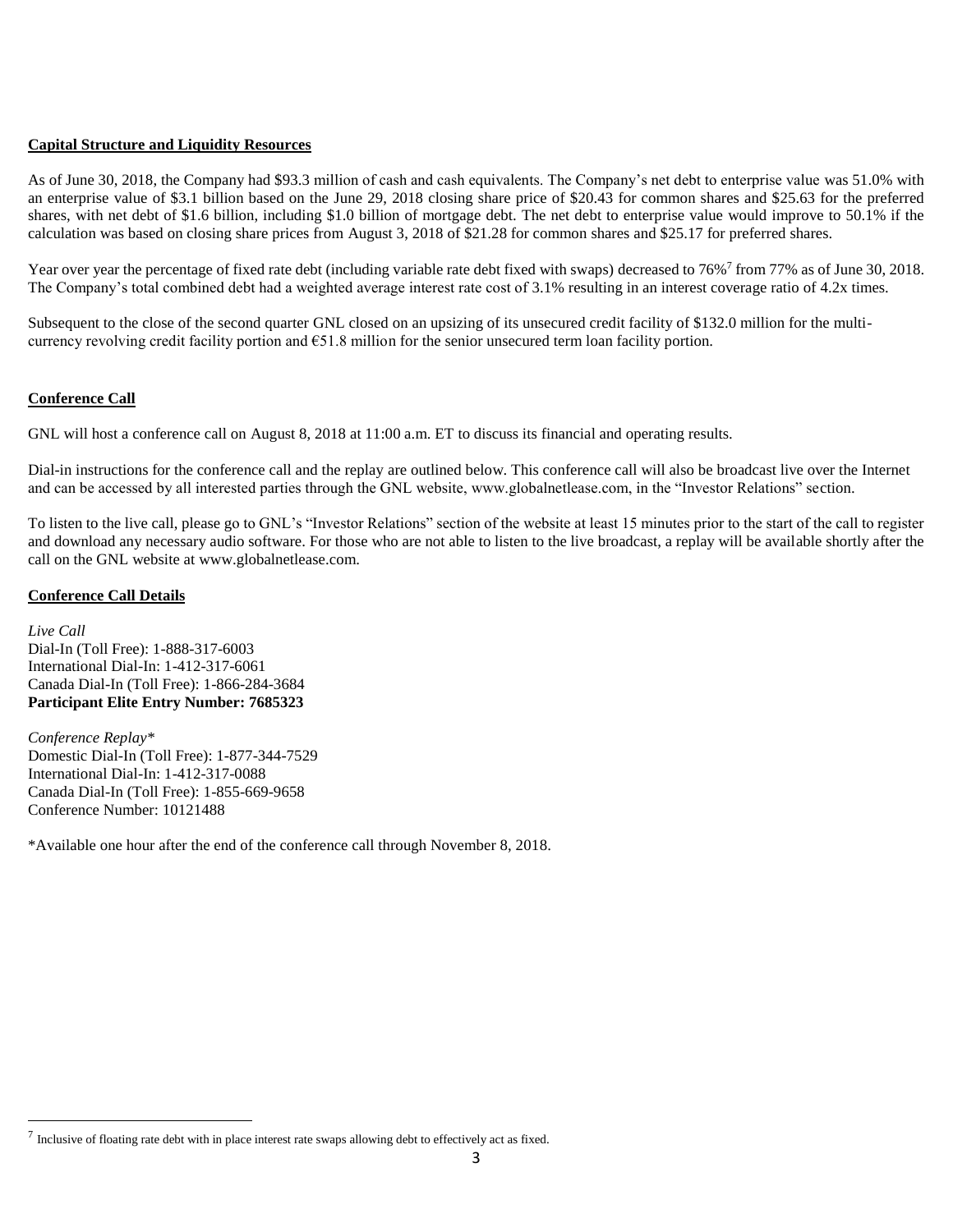**Capital Structure and Liquidity Resources**

As of June 30, 2018, the Company had $93.3 million of cash and cash equivalents. The Company's net debt to enterprise value was 51.0% with an enterprise value of $3.1 billion based on the June 29, 2018 closing share price of $20.43 for common shares and $25.63 for the preferred shares, with net debt of $1.6 billion, including $1.0 billion of mortgage debt. The net debt to enterprise value would improve to 50.1% if the calculation was based on closing share prices from August 3, 2018 of $21.28 for common shares and $25.17 for preferred shares.

Year over year the percentage of fixed rate debt (including variable rate debt fixed with swaps) decreased to 76%[7] from 77% as of June 30, 2018. The Company's total combined debt had a weighted average interest rate cost of 3.1% resulting in an interest coverage ratio of 4.2x times.

Subsequent to the close of the second quarter GNL closed on an upsizing of its unsecured credit facility of $132.0 million for the multi-currency revolving credit facility portion and €51.8 million for the senior unsecured term loan facility portion.

**Conference Call**

GNL will host a conference call on August 8, 2018 at 11:00 a.m. ET to discuss its financial and operating results.

Dial-in instructions for the conference call and the replay are outlined below. This conference call will also be broadcast live over the Internet and can be accessed by all interested parties through the GNL website, www.globalnetlease.com, in the "Investor Relations" section.

To listen to the live call, please go to GNL's "Investor Relations" section of the website at least 15 minutes prior to the start of the call to register and download any necessary audio software. For those who are not able to listen to the live broadcast, a replay will be available shortly after the call on the GNL website at www.globalnetlease.com.

**Conference Call Details**

*Live Call*
Dial-In (Toll Free): 1-888-317-6003
International Dial-In: 1-412-317-6061
Canada Dial-In (Toll Free): 1-866-284-3684
**Participant Elite Entry Number: 7685323**

*Conference Replay**
Domestic Dial-In (Toll Free): 1-877-344-7529
International Dial-In: 1-412-317-0088
Canada Dial-In (Toll Free): 1-855-669-9658
Conference Number: 10121488

*Available one hour after the end of the conference call through November 8, 2018.

[7] Inclusive of floating rate debt with in place interest rate swaps allowing debt to effectively act as fixed.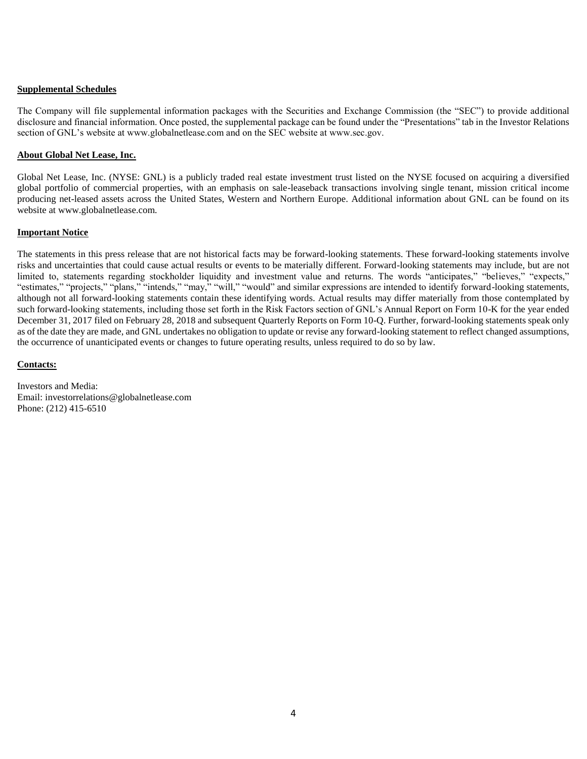**Supplemental Schedules**

The Company will file supplemental information packages with the Securities and Exchange Commission (the "SEC") to provide additional disclosure and financial information. Once posted, the supplemental package can be found under the "Presentations" tab in the Investor Relations section of GNL's website at www.globalnetlease.com and on the SEC website at www.sec.gov.

**About Global Net Lease, Inc.**

Global Net Lease, Inc. (NYSE: GNL) is a publicly traded real estate investment trust listed on the NYSE focused on acquiring a diversified global portfolio of commercial properties, with an emphasis on sale-leaseback transactions involving single tenant, mission critical income producing net-leased assets across the United States, Western and Northern Europe. Additional information about GNL can be found on its website at www.globalnetlease.com.

**Important Notice**

The statements in this press release that are not historical facts may be forward-looking statements. These forward-looking statements involve risks and uncertainties that could cause actual results or events to be materially different. Forward-looking statements may include, but are not limited to, statements regarding stockholder liquidity and investment value and returns. The words "anticipates," "believes," "expects," "estimates," "projects," "plans," "intends," "may," "will," "would" and similar expressions are intended to identify forward-looking statements, although not all forward-looking statements contain these identifying words. Actual results may differ materially from those contemplated by such forward-looking statements, including those set forth in the Risk Factors section of GNL's Annual Report on Form 10-K for the year ended December 31, 2017 filed on February 28, 2018 and subsequent Quarterly Reports on Form 10-Q. Further, forward-looking statements speak only as of the date they are made, and GNL undertakes no obligation to update or revise any forward-looking statement to reflect changed assumptions, the occurrence of unanticipated events or changes to future operating results, unless required to do so by law.

**Contacts:**

Investors and Media:
Email: investorrelations@globalnetlease.com
Phone: (212) 415-6510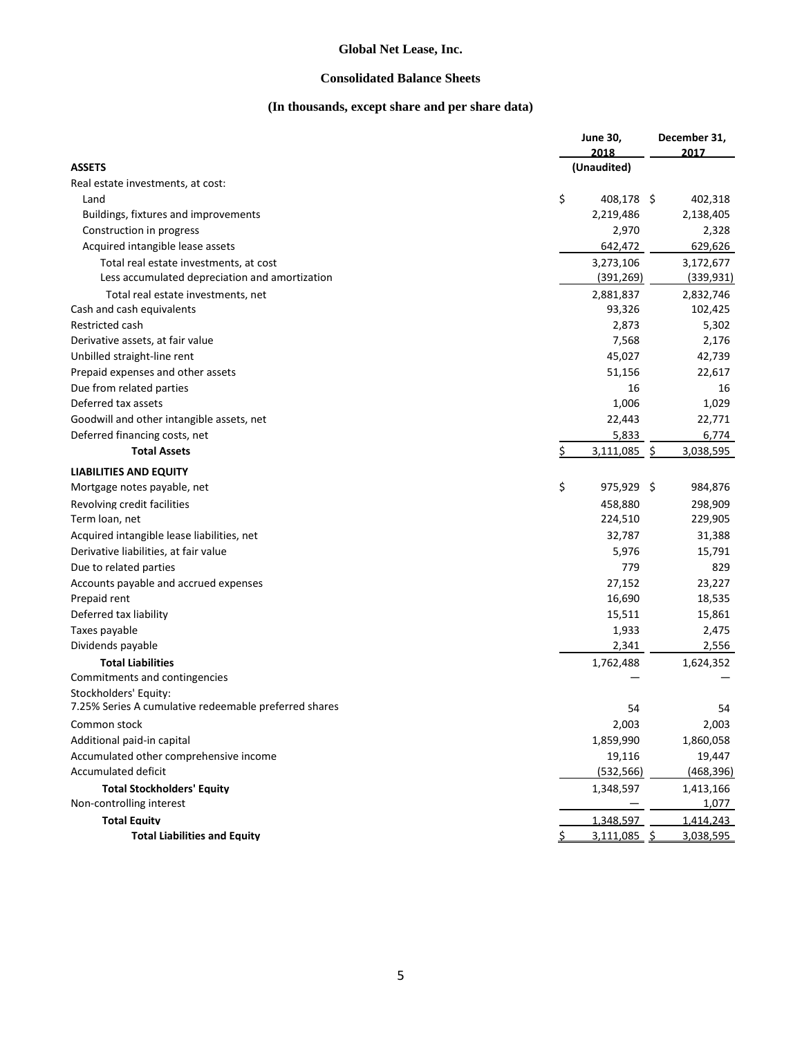# Global Net Lease, Inc.

## Consolidated Balance Sheets

### (In thousands, except share and per share data)

| | June 30, 2018 | December 31, 2017 |
|---|---|---|
| **ASSETS** | (Unaudited) | |
| Real estate investments, at cost: | | |
| Land | $ 408,178 | $ 402,318 |
| Buildings, fixtures and improvements | 2,219,486 | 2,138,405 |
| Construction in progress | 2,970 | 2,328 |
| Acquired intangible lease assets | 642,472 | 629,626 |
| Total real estate investments, at cost | 3,273,106 | 3,172,677 |
| Less accumulated depreciation and amortization | (391,269) | (339,931) |
| Total real estate investments, net | 2,881,837 | 2,832,746 |
| Cash and cash equivalents | 93,326 | 102,425 |
| Restricted cash | 2,873 | 5,302 |
| Derivative assets, at fair value | 7,568 | 2,176 |
| Unbilled straight-line rent | 45,027 | 42,739 |
| Prepaid expenses and other assets | 51,156 | 22,617 |
| Due from related parties | 16 | 16 |
| Deferred tax assets | 1,006 | 1,029 |
| Goodwill and other intangible assets, net | 22,443 | 22,771 |
| Deferred financing costs, net | 5,833 | 6,774 |
| **Total Assets** | $ 3,111,085 | $ 3,038,595 |
| **LIABILITIES AND EQUITY** | | |
| Mortgage notes payable, net | $ 975,929 | $ 984,876 |
| Revolving credit facilities | 458,880 | 298,909 |
| Term loan, net | 224,510 | 229,905 |
| Acquired intangible lease liabilities, net | 32,787 | 31,388 |
| Derivative liabilities, at fair value | 5,976 | 15,791 |
| Due to related parties | 779 | 829 |
| Accounts payable and accrued expenses | 27,152 | 23,227 |
| Prepaid rent | 16,690 | 18,535 |
| Deferred tax liability | 15,511 | 15,861 |
| Taxes payable | 1,933 | 2,475 |
| Dividends payable | 2,341 | 2,556 |
| **Total Liabilities** | 1,762,488 | 1,624,352 |
| Commitments and contingencies | — | — |
| Stockholders' Equity: | | |
| 7.25% Series A cumulative redeemable preferred shares | 54 | 54 |
| Common stock | 2,003 | 2,003 |
| Additional paid-in capital | 1,859,990 | 1,860,058 |
| Accumulated other comprehensive income | 19,116 | 19,447 |
| Accumulated deficit | (532,566) | (468,396) |
| **Total Stockholders' Equity** | 1,348,597 | 1,413,166 |
| Non-controlling interest | — | 1,077 |
| **Total Equity** | 1,348,597 | 1,414,243 |
| **Total Liabilities and Equity** | $ 3,111,085 | $ 3,038,595 |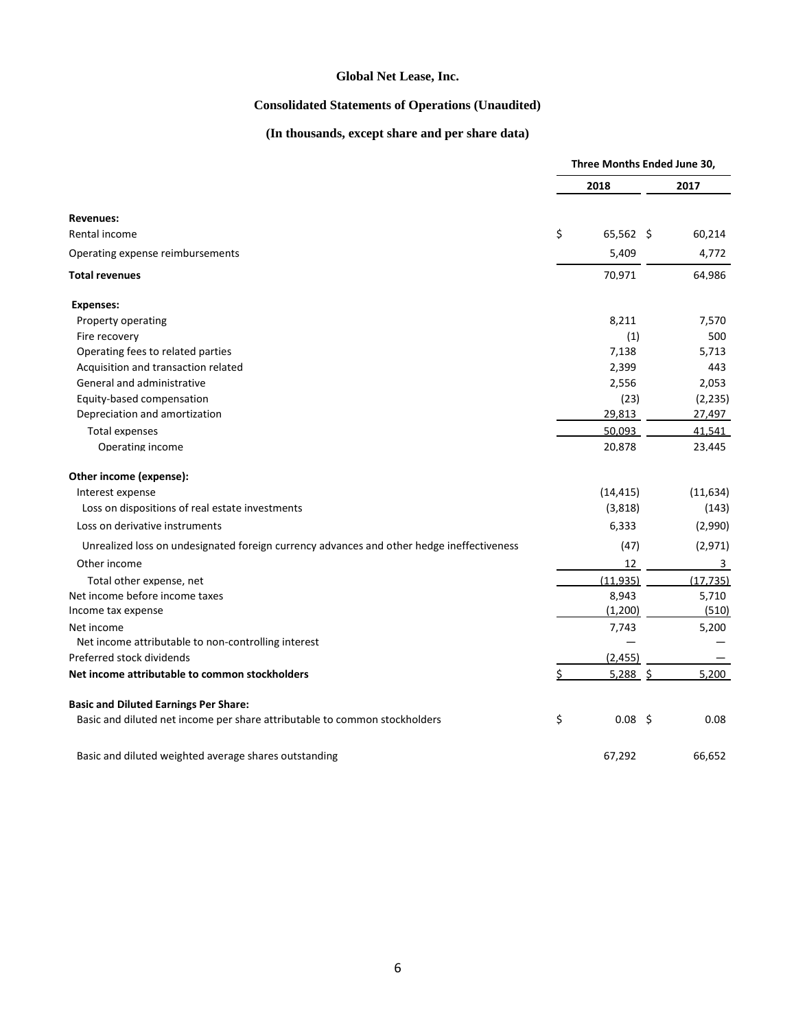# Global Net Lease, Inc.

## Consolidated Statements of Operations (Unaudited)

### (In thousands, except share and per share data)

| | Three Months Ended June 30, | |
|---|---|---|
| | 2018 | 2017 |
| **Revenues:** | | |
| Rental income | $ 65,562 | $ 60,214 |
| Operating expense reimbursements | 5,409 | 4,772 |
| **Total revenues** | 70,971 | 64,986 |
| **Expenses:** | | |
| Property operating | 8,211 | 7,570 |
| Fire recovery | (1) | 500 |
| Operating fees to related parties | 7,138 | 5,713 |
| Acquisition and transaction related | 2,399 | 443 |
| General and administrative | 2,556 | 2,053 |
| Equity-based compensation | (23) | (2,235) |
| Depreciation and amortization | 29,813 | 27,497 |
| Total expenses | 50,093 | 41,541 |
| Operating income | 20,878 | 23,445 |
| **Other income (expense):** | | |
| Interest expense | (14,415) | (11,634) |
| Loss on dispositions of real estate investments | (3,818) | (143) |
| Loss on derivative instruments | 6,333 | (2,990) |
| Unrealized loss on undesignated foreign currency advances and other hedge ineffectiveness | (47) | (2,971) |
| Other income | 12 | 3 |
| Total other expense, net | (11,935) | (17,735) |
| Net income before income taxes | 8,943 | 5,710 |
| Income tax expense | (1,200) | (510) |
| Net income | 7,743 | 5,200 |
| Net income attributable to non-controlling interest | — | — |
| Preferred stock dividends | (2,455) | — |
| **Net income attributable to common stockholders** | $ 5,288 | $ 5,200 |
| **Basic and Diluted Earnings Per Share:** | | |
| Basic and diluted net income per share attributable to common stockholders | $ 0.08 | $ 0.08 |
| Basic and diluted weighted average shares outstanding | 67,292 | 66,652 |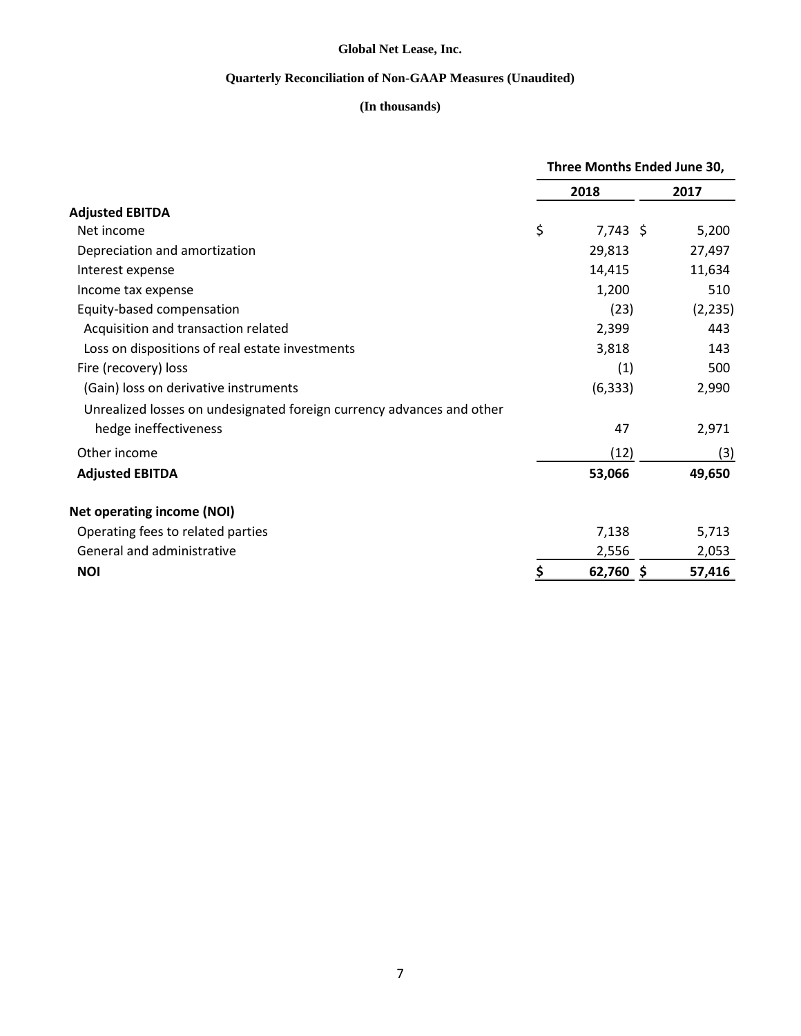**Global Net Lease, Inc.**

**Quarterly Reconciliation of Non-GAAP Measures (Unaudited)**

**(In thousands)**

| | Three Months Ended June 30, | |
|---|---|---|
| | 2018 | 2017 |
| **Adjusted EBITDA** | | |
| Net income | $ 7,743 | $ 5,200 |
| Depreciation and amortization | 29,813 | 27,497 |
| Interest expense | 14,415 | 11,634 |
| Income tax expense | 1,200 | 510 |
| Equity-based compensation | (23) | (2,235) |
| Acquisition and transaction related | 2,399 | 443 |
| Loss on dispositions of real estate investments | 3,818 | 143 |
| Fire (recovery) loss | (1) | 500 |
| (Gain) loss on derivative instruments | (6,333) | 2,990 |
| Unrealized losses on undesignated foreign currency advances and other hedge ineffectiveness | 47 | 2,971 |
| Other income | (12) | (3) |
| **Adjusted EBITDA** | **53,066** | **49,650** |
| **Net operating income (NOI)** | | |
| Operating fees to related parties | 7,138 | 5,713 |
| General and administrative | 2,556 | 2,053 |
| **NOI** | **$ 62,760** | **$ 57,416** |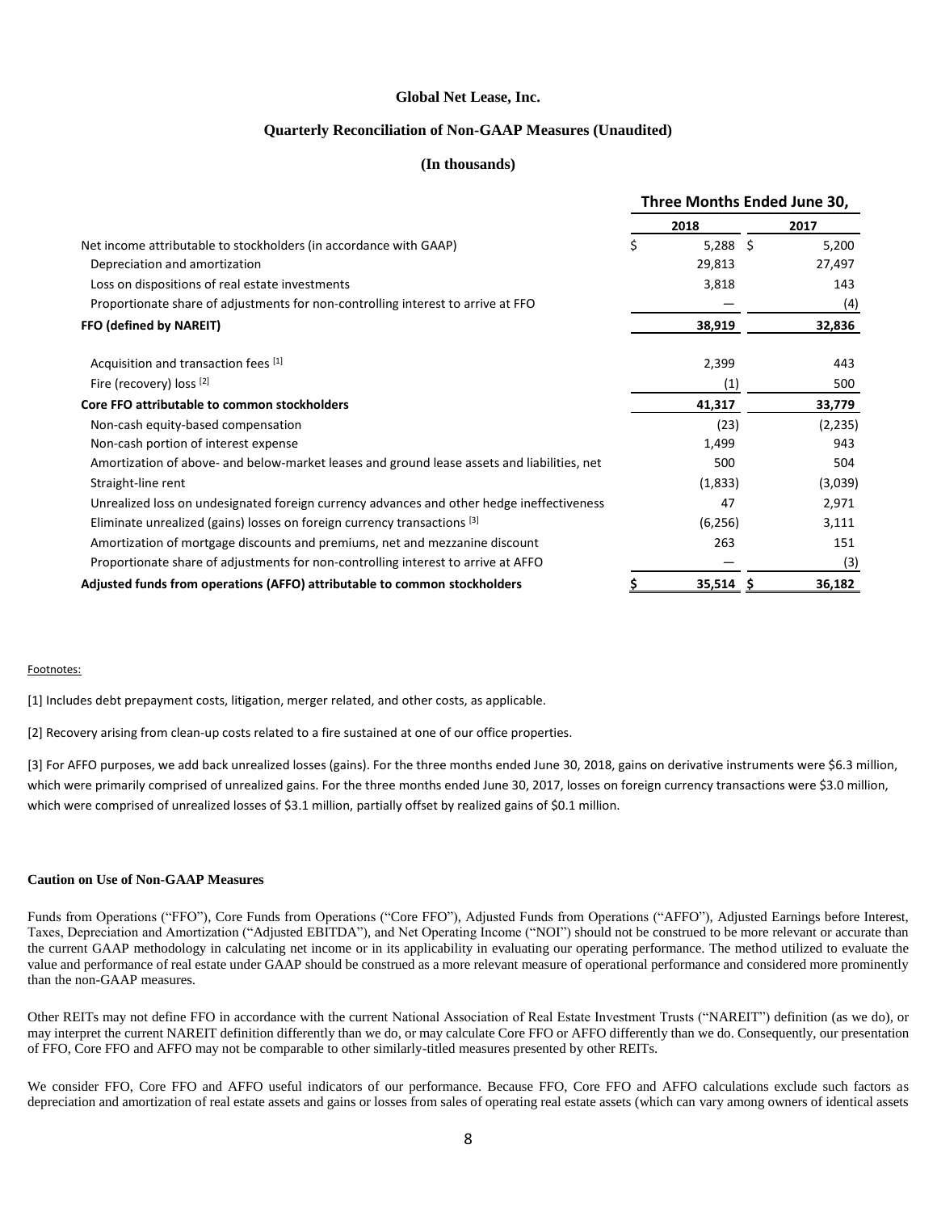**Global Net Lease, Inc.**

**Quarterly Reconciliation of Non-GAAP Measures (Unaudited)**

**(In thousands)**

| | Three Months Ended June 30, | |
|---|---|---|
| | 2018 | 2017 |
| Net income attributable to stockholders (in accordance with GAAP) | $ 5,288 | $ 5,200 |
| Depreciation and amortization | 29,813 | 27,497 |
| Loss on dispositions of real estate investments | 3,818 | 143 |
| Proportionate share of adjustments for non-controlling interest to arrive at FFO | — | (4) |
| **FFO (defined by NAREIT)** | **38,919** | **32,836** |
| Acquisition and transaction fees [1] | 2,399 | 443 |
| Fire (recovery) loss [2] | (1) | 500 |
| **Core FFO attributable to common stockholders** | **41,317** | **33,779** |
| Non-cash equity-based compensation | (23) | (2,235) |
| Non-cash portion of interest expense | 1,499 | 943 |
| Amortization of above- and below-market leases and ground lease assets and liabilities, net | 500 | 504 |
| Straight-line rent | (1,833) | (3,039) |
| Unrealized loss on undesignated foreign currency advances and other hedge ineffectiveness | 47 | 2,971 |
| Eliminate unrealized (gains) losses on foreign currency transactions [3] | (6,256) | 3,111 |
| Amortization of mortgage discounts and premiums, net and mezzanine discount | 263 | 151 |
| Proportionate share of adjustments for non-controlling interest to arrive at AFFO | — | (3) |
| **Adjusted funds from operations (AFFO) attributable to common stockholders** | **$ 35,514** | **$ 36,182** |

Footnotes:

[1] Includes debt prepayment costs, litigation, merger related, and other costs, as applicable.

[2] Recovery arising from clean-up costs related to a fire sustained at one of our office properties.

[3] For AFFO purposes, we add back unrealized losses (gains). For the three months ended June 30, 2018, gains on derivative instruments were $6.3 million, which were primarily comprised of unrealized gains. For the three months ended June 30, 2017, losses on foreign currency transactions were $3.0 million, which were comprised of unrealized losses of $3.1 million, partially offset by realized gains of $0.1 million.

**Caution on Use of Non-GAAP Measures**

Funds from Operations ("FFO"), Core Funds from Operations ("Core FFO"), Adjusted Funds from Operations ("AFFO"), Adjusted Earnings before Interest, Taxes, Depreciation and Amortization ("Adjusted EBITDA"), and Net Operating Income ("NOI") should not be construed to be more relevant or accurate than the current GAAP methodology in calculating net income or in its applicability in evaluating our operating performance. The method utilized to evaluate the value and performance of real estate under GAAP should be construed as a more relevant measure of operational performance and considered more prominently than the non-GAAP measures.

Other REITs may not define FFO in accordance with the current National Association of Real Estate Investment Trusts ("NAREIT") definition (as we do), or may interpret the current NAREIT definition differently than we do, or may calculate Core FFO or AFFO differently than we do. Consequently, our presentation of FFO, Core FFO and AFFO may not be comparable to other similarly-titled measures presented by other REITs.

We consider FFO, Core FFO and AFFO useful indicators of our performance. Because FFO, Core FFO and AFFO calculations exclude such factors as depreciation and amortization of real estate assets and gains or losses from sales of operating real estate assets (which can vary among owners of identical assets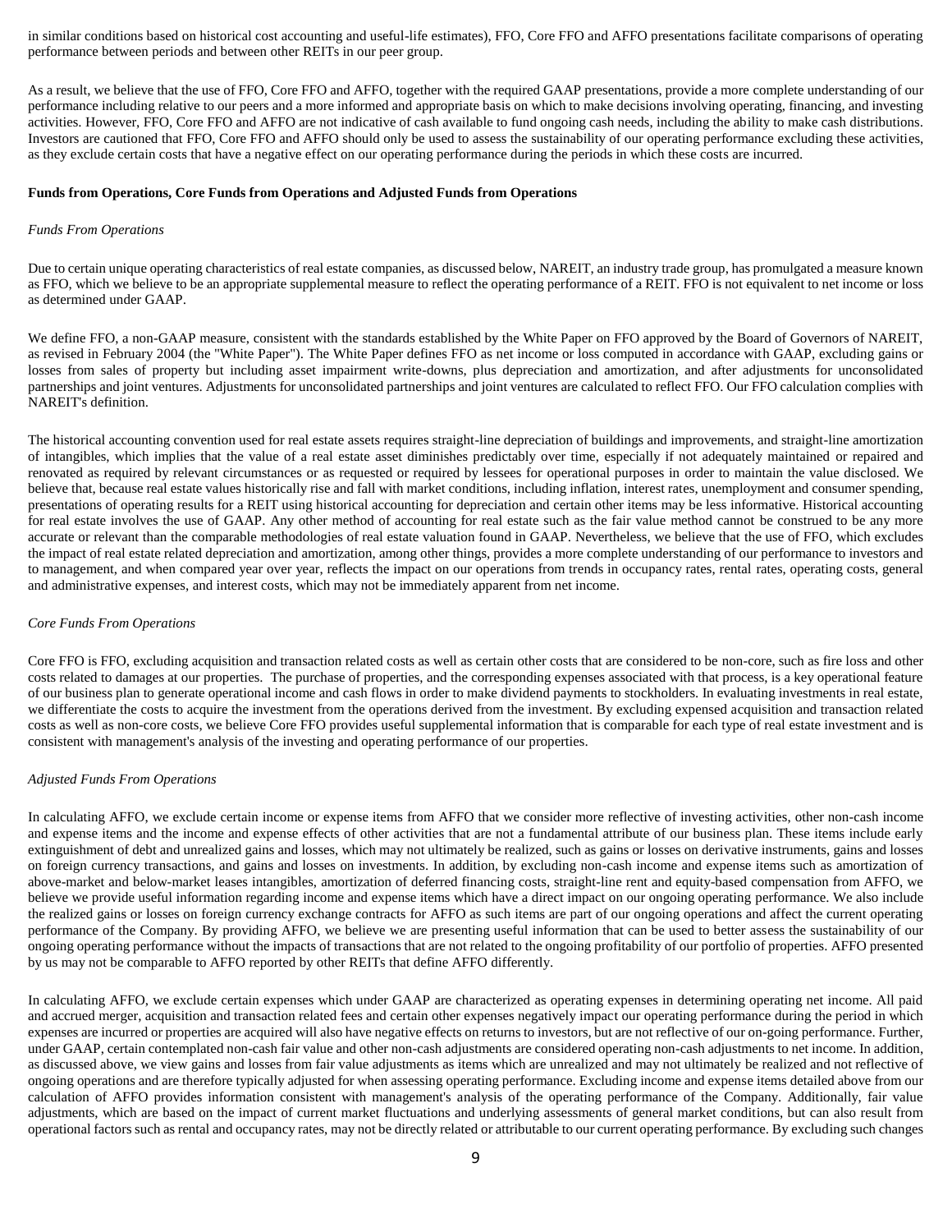in similar conditions based on historical cost accounting and useful-life estimates), FFO, Core FFO and AFFO presentations facilitate comparisons of operating performance between periods and between other REITs in our peer group.

As a result, we believe that the use of FFO, Core FFO and AFFO, together with the required GAAP presentations, provide a more complete understanding of our performance including relative to our peers and a more informed and appropriate basis on which to make decisions involving operating, financing, and investing activities. However, FFO, Core FFO and AFFO are not indicative of cash available to fund ongoing cash needs, including the ability to make cash distributions. Investors are cautioned that FFO, Core FFO and AFFO should only be used to assess the sustainability of our operating performance excluding these activities, as they exclude certain costs that have a negative effect on our operating performance during the periods in which these costs are incurred.

**Funds from Operations, Core Funds from Operations and Adjusted Funds from Operations**

*Funds From Operations*

Due to certain unique operating characteristics of real estate companies, as discussed below, NAREIT, an industry trade group, has promulgated a measure known as FFO, which we believe to be an appropriate supplemental measure to reflect the operating performance of a REIT. FFO is not equivalent to net income or loss as determined under GAAP.

We define FFO, a non-GAAP measure, consistent with the standards established by the White Paper on FFO approved by the Board of Governors of NAREIT, as revised in February 2004 (the "White Paper"). The White Paper defines FFO as net income or loss computed in accordance with GAAP, excluding gains or losses from sales of property but including asset impairment write-downs, plus depreciation and amortization, and after adjustments for unconsolidated partnerships and joint ventures. Adjustments for unconsolidated partnerships and joint ventures are calculated to reflect FFO. Our FFO calculation complies with NAREIT's definition.

The historical accounting convention used for real estate assets requires straight-line depreciation of buildings and improvements, and straight-line amortization of intangibles, which implies that the value of a real estate asset diminishes predictably over time, especially if not adequately maintained or repaired and renovated as required by relevant circumstances or as requested or required by lessees for operational purposes in order to maintain the value disclosed. We believe that, because real estate values historically rise and fall with market conditions, including inflation, interest rates, unemployment and consumer spending, presentations of operating results for a REIT using historical accounting for depreciation and certain other items may be less informative. Historical accounting for real estate involves the use of GAAP. Any other method of accounting for real estate such as the fair value method cannot be construed to be any more accurate or relevant than the comparable methodologies of real estate valuation found in GAAP. Nevertheless, we believe that the use of FFO, which excludes the impact of real estate related depreciation and amortization, among other things, provides a more complete understanding of our performance to investors and to management, and when compared year over year, reflects the impact on our operations from trends in occupancy rates, rental rates, operating costs, general and administrative expenses, and interest costs, which may not be immediately apparent from net income.

*Core Funds From Operations*

Core FFO is FFO, excluding acquisition and transaction related costs as well as certain other costs that are considered to be non-core, such as fire loss and other costs related to damages at our properties. The purchase of properties, and the corresponding expenses associated with that process, is a key operational feature of our business plan to generate operational income and cash flows in order to make dividend payments to stockholders. In evaluating investments in real estate, we differentiate the costs to acquire the investment from the operations derived from the investment. By excluding expensed acquisition and transaction related costs as well as non-core costs, we believe Core FFO provides useful supplemental information that is comparable for each type of real estate investment and is consistent with management's analysis of the investing and operating performance of our properties.

*Adjusted Funds From Operations*

In calculating AFFO, we exclude certain income or expense items from AFFO that we consider more reflective of investing activities, other non-cash income and expense items and the income and expense effects of other activities that are not a fundamental attribute of our business plan. These items include early extinguishment of debt and unrealized gains and losses, which may not ultimately be realized, such as gains or losses on derivative instruments, gains and losses on foreign currency transactions, and gains and losses on investments. In addition, by excluding non-cash income and expense items such as amortization of above-market and below-market leases intangibles, amortization of deferred financing costs, straight-line rent and equity-based compensation from AFFO, we believe we provide useful information regarding income and expense items which have a direct impact on our ongoing operating performance. We also include the realized gains or losses on foreign currency exchange contracts for AFFO as such items are part of our ongoing operations and affect the current operating performance of the Company. By providing AFFO, we believe we are presenting useful information that can be used to better assess the sustainability of our ongoing operating performance without the impacts of transactions that are not related to the ongoing profitability of our portfolio of properties. AFFO presented by us may not be comparable to AFFO reported by other REITs that define AFFO differently.

In calculating AFFO, we exclude certain expenses which under GAAP are characterized as operating expenses in determining operating net income. All paid and accrued merger, acquisition and transaction related fees and certain other expenses negatively impact our operating performance during the period in which expenses are incurred or properties are acquired will also have negative effects on returns to investors, but are not reflective of our on-going performance. Further, under GAAP, certain contemplated non-cash fair value and other non-cash adjustments are considered operating non-cash adjustments to net income. In addition, as discussed above, we view gains and losses from fair value adjustments as items which are unrealized and may not ultimately be realized and not reflective of ongoing operations and are therefore typically adjusted for when assessing operating performance. Excluding income and expense items detailed above from our calculation of AFFO provides information consistent with management's analysis of the operating performance of the Company. Additionally, fair value adjustments, which are based on the impact of current market fluctuations and underlying assessments of general market conditions, but can also result from operational factors such as rental and occupancy rates, may not be directly related or attributable to our current operating performance. By excluding such changes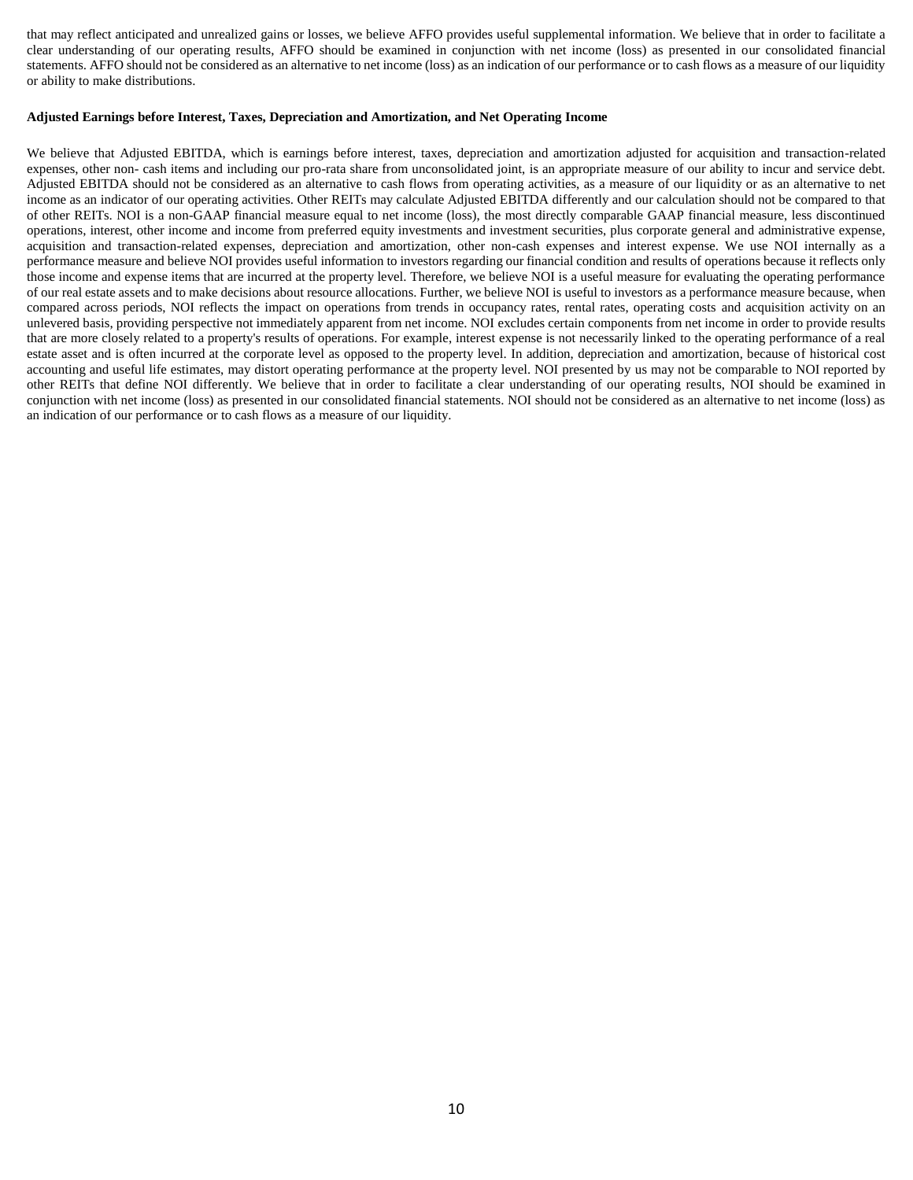that may reflect anticipated and unrealized gains or losses, we believe AFFO provides useful supplemental information. We believe that in order to facilitate a clear understanding of our operating results, AFFO should be examined in conjunction with net income (loss) as presented in our consolidated financial statements. AFFO should not be considered as an alternative to net income (loss) as an indication of our performance or to cash flows as a measure of our liquidity or ability to make distributions.

**Adjusted Earnings before Interest, Taxes, Depreciation and Amortization, and Net Operating Income**

We believe that Adjusted EBITDA, which is earnings before interest, taxes, depreciation and amortization adjusted for acquisition and transaction-related expenses, other non- cash items and including our pro-rata share from unconsolidated joint, is an appropriate measure of our ability to incur and service debt. Adjusted EBITDA should not be considered as an alternative to cash flows from operating activities, as a measure of our liquidity or as an alternative to net income as an indicator of our operating activities. Other REITs may calculate Adjusted EBITDA differently and our calculation should not be compared to that of other REITs. NOI is a non-GAAP financial measure equal to net income (loss), the most directly comparable GAAP financial measure, less discontinued operations, interest, other income and income from preferred equity investments and investment securities, plus corporate general and administrative expense, acquisition and transaction-related expenses, depreciation and amortization, other non-cash expenses and interest expense. We use NOI internally as a performance measure and believe NOI provides useful information to investors regarding our financial condition and results of operations because it reflects only those income and expense items that are incurred at the property level. Therefore, we believe NOI is a useful measure for evaluating the operating performance of our real estate assets and to make decisions about resource allocations. Further, we believe NOI is useful to investors as a performance measure because, when compared across periods, NOI reflects the impact on operations from trends in occupancy rates, rental rates, operating costs and acquisition activity on an unlevered basis, providing perspective not immediately apparent from net income. NOI excludes certain components from net income in order to provide results that are more closely related to a property's results of operations. For example, interest expense is not necessarily linked to the operating performance of a real estate asset and is often incurred at the corporate level as opposed to the property level. In addition, depreciation and amortization, because of historical cost accounting and useful life estimates, may distort operating performance at the property level. NOI presented by us may not be comparable to NOI reported by other REITs that define NOI differently. We believe that in order to facilitate a clear understanding of our operating results, NOI should be examined in conjunction with net income (loss) as presented in our consolidated financial statements. NOI should not be considered as an alternative to net income (loss) as an indication of our performance or to cash flows as a measure of our liquidity.